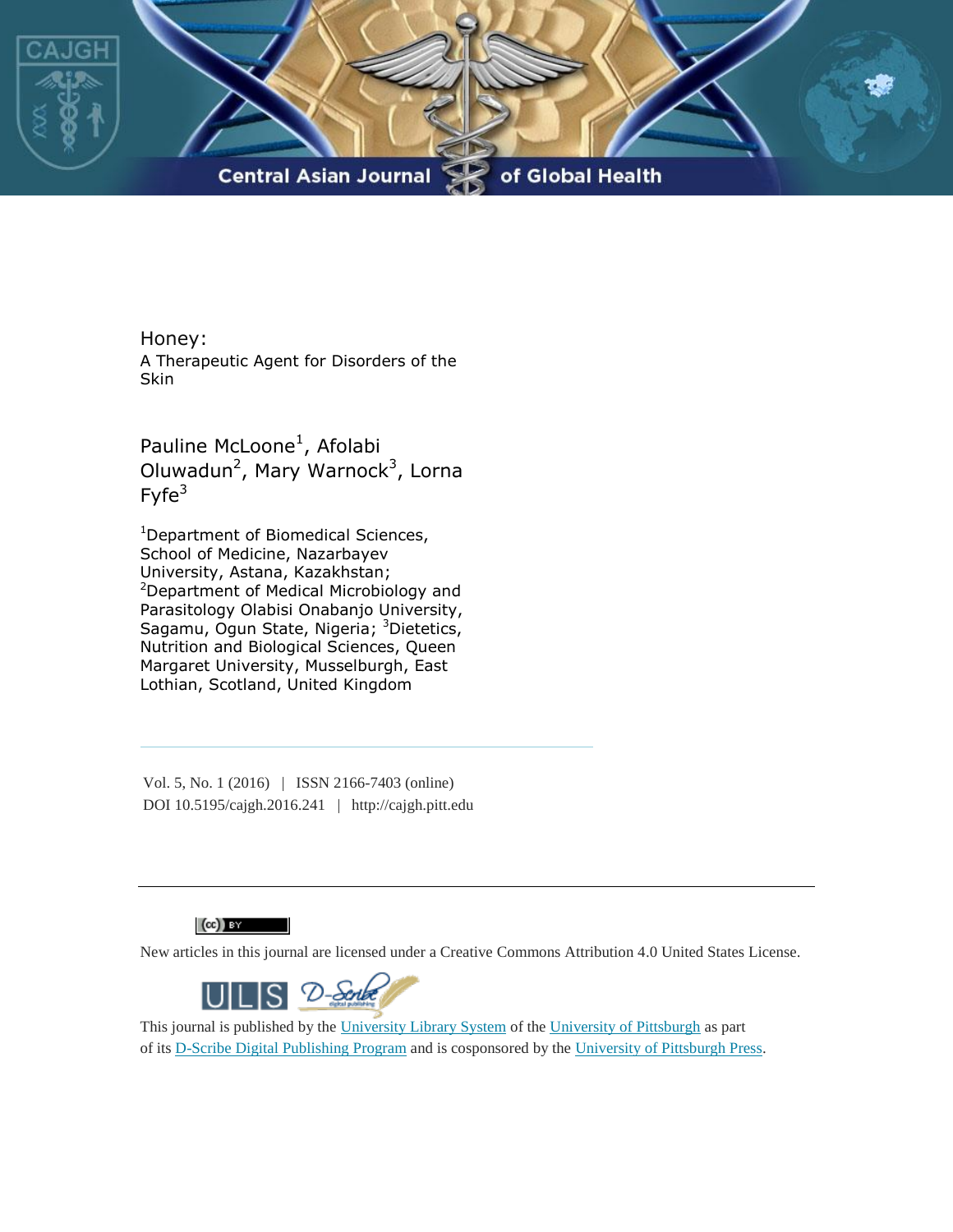# Honey:

## A Therapeutic Agent for Disorders of the Skin

Pauline McLoone[1], Afolabi Oluwadun[2], Mary Warnock[3], Lorna Fyfe[3]

[1]Department of Biomedical Sciences, School of Medicine, Nazarbayev University, Astana, Kazakhstan; [2]Department of Medical Microbiology and Parasitology Olabisi Onabanjo University, Sagamu, Ogun State, Nigeria; [3]Dietetics, Nutrition and Biological Sciences, Queen Margaret University, Musselburgh, East Lothian, Scotland, United Kingdom

---

Vol. 5, No. 1 (2016) | ISSN 2166-7403 (online)
DOI 10.5195/cajgh.2016.241 | http://cajgh.pitt.edu

---

New articles in this journal are licensed under a Creative Commons Attribution 4.0 United States License.

This journal is published by the University Library System of the University of Pittsburgh as part of its D-Scribe Digital Publishing Program and is cosponsored by the University of Pittsburgh Press.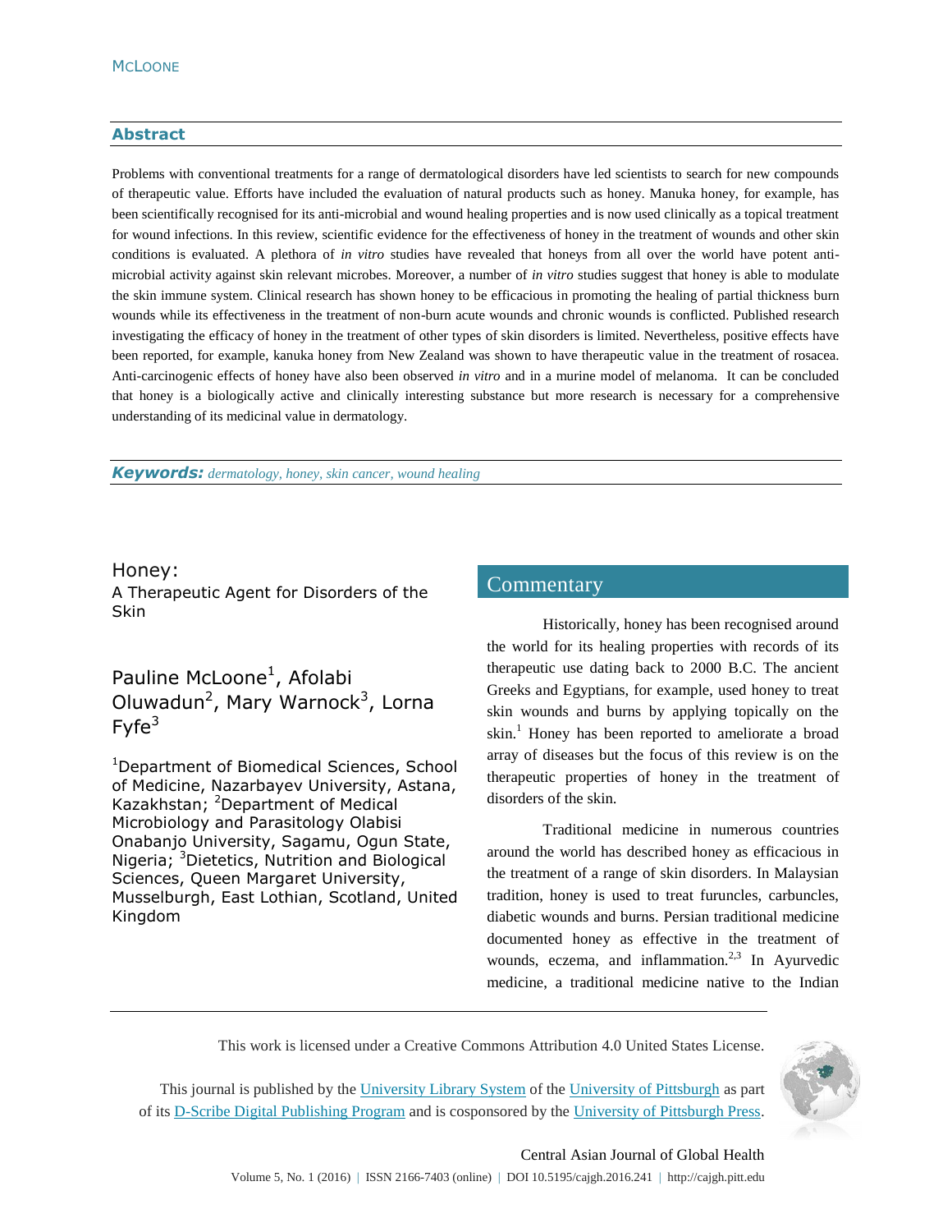## Abstract

Problems with conventional treatments for a range of dermatological disorders have led scientists to search for new compounds of therapeutic value. Efforts have included the evaluation of natural products such as honey. Manuka honey, for example, has been scientifically recognised for its anti-microbial and wound healing properties and is now used clinically as a topical treatment for wound infections. In this review, scientific evidence for the effectiveness of honey in the treatment of wounds and other skin conditions is evaluated. A plethora of *in vitro* studies have revealed that honeys from all over the world have potent anti-microbial activity against skin relevant microbes. Moreover, a number of *in vitro* studies suggest that honey is able to modulate the skin immune system. Clinical research has shown honey to be efficacious in promoting the healing of partial thickness burn wounds while its effectiveness in the treatment of non-burn acute wounds and chronic wounds is conflicted. Published research investigating the efficacy of honey in the treatment of other types of skin disorders is limited. Nevertheless, positive effects have been reported, for example, kanuka honey from New Zealand was shown to have therapeutic value in the treatment of rosacea. Anti-carcinogenic effects of honey have also been observed *in vitro* and in a murine model of melanoma. It can be concluded that honey is a biologically active and clinically interesting substance but more research is necessary for a comprehensive understanding of its medicinal value in dermatology.

***Keywords:*** *dermatology, honey, skin cancer, wound healing*

# Honey:
## A Therapeutic Agent for Disorders of the Skin

Pauline McLoone[1], Afolabi Oluwadun[2], Mary Warnock[3], Lorna Fyfe[3]

[1]Department of Biomedical Sciences, School of Medicine, Nazarbayev University, Astana, Kazakhstan; [2]Department of Medical Microbiology and Parasitology Olabisi Onabanjo University, Sagamu, Ogun State, Nigeria; [3]Dietetics, Nutrition and Biological Sciences, Queen Margaret University, Musselburgh, East Lothian, Scotland, United Kingdom

## Commentary

Historically, honey has been recognised around the world for its healing properties with records of its therapeutic use dating back to 2000 B.C. The ancient Greeks and Egyptians, for example, used honey to treat skin wounds and burns by applying topically on the skin.[1] Honey has been reported to ameliorate a broad array of diseases but the focus of this review is on the therapeutic properties of honey in the treatment of disorders of the skin.

Traditional medicine in numerous countries around the world has described honey as efficacious in the treatment of a range of skin disorders. In Malaysian tradition, honey is used to treat furuncles, carbuncles, diabetic wounds and burns. Persian traditional medicine documented honey as effective in the treatment of wounds, eczema, and inflammation.[2,3] In Ayurvedic medicine, a traditional medicine native to the Indian

This work is licensed under a Creative Commons Attribution 4.0 United States License.

This journal is published by the University Library System of the University of Pittsburgh as part of its D-Scribe Digital Publishing Program and is cosponsored by the University of Pittsburgh Press.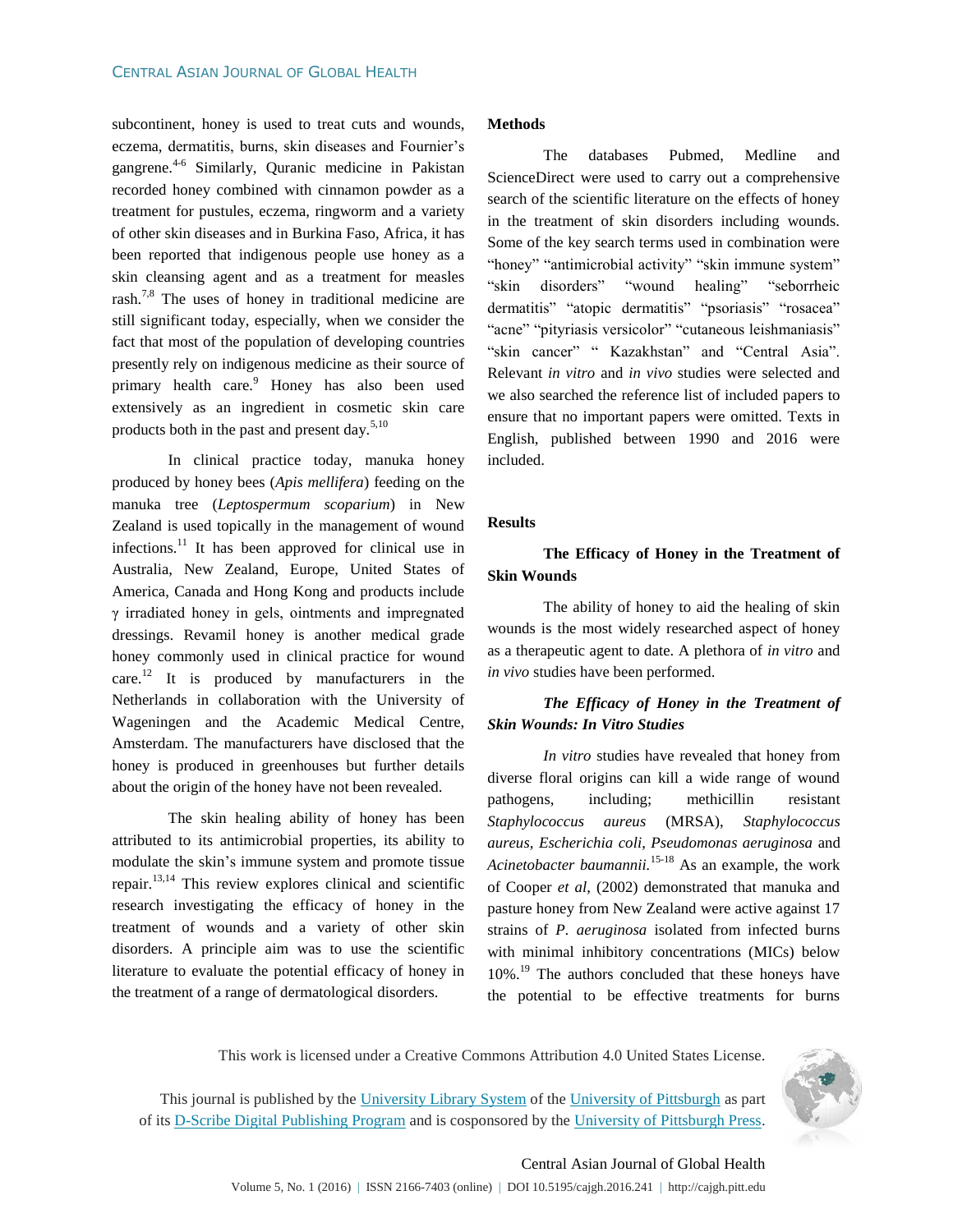subcontinent, honey is used to treat cuts and wounds, eczema, dermatitis, burns, skin diseases and Fournier's gangrene.[4-6] Similarly, Quranic medicine in Pakistan recorded honey combined with cinnamon powder as a treatment for pustules, eczema, ringworm and a variety of other skin diseases and in Burkina Faso, Africa, it has been reported that indigenous people use honey as a skin cleansing agent and as a treatment for measles rash.[7,8] The uses of honey in traditional medicine are still significant today, especially, when we consider the fact that most of the population of developing countries presently rely on indigenous medicine as their source of primary health care.[9] Honey has also been used extensively as an ingredient in cosmetic skin care products both in the past and present day.[5,10]

In clinical practice today, manuka honey produced by honey bees (*Apis mellifera*) feeding on the manuka tree (*Leptospermum scoparium*) in New Zealand is used topically in the management of wound infections.[11] It has been approved for clinical use in Australia, New Zealand, Europe, United States of America, Canada and Hong Kong and products include γ irradiated honey in gels, ointments and impregnated dressings. Revamil honey is another medical grade honey commonly used in clinical practice for wound care.[12] It is produced by manufacturers in the Netherlands in collaboration with the University of Wageningen and the Academic Medical Centre, Amsterdam. The manufacturers have disclosed that the honey is produced in greenhouses but further details about the origin of the honey have not been revealed.

The skin healing ability of honey has been attributed to its antimicrobial properties, its ability to modulate the skin's immune system and promote tissue repair.[13,14] This review explores clinical and scientific research investigating the efficacy of honey in the treatment of wounds and a variety of other skin disorders. A principle aim was to use the scientific literature to evaluate the potential efficacy of honey in the treatment of a range of dermatological disorders.

## Methods

The databases Pubmed, Medline and ScienceDirect were used to carry out a comprehensive search of the scientific literature on the effects of honey in the treatment of skin disorders including wounds. Some of the key search terms used in combination were "honey" "antimicrobial activity" "skin immune system" "skin disorders" "wound healing" "seborrheic dermatitis" "atopic dermatitis" "psoriasis" "rosacea" "acne" "pityriasis versicolor" "cutaneous leishmaniasis" "skin cancer" " Kazakhstan" and "Central Asia". Relevant *in vitro* and *in vivo* studies were selected and we also searched the reference list of included papers to ensure that no important papers were omitted. Texts in English, published between 1990 and 2016 were included.

## Results

### The Efficacy of Honey in the Treatment of Skin Wounds

The ability of honey to aid the healing of skin wounds is the most widely researched aspect of honey as a therapeutic agent to date. A plethora of *in vitro* and *in vivo* studies have been performed.

#### *The Efficacy of Honey in the Treatment of Skin Wounds: In Vitro Studies*

*In vitro* studies have revealed that honey from diverse floral origins can kill a wide range of wound pathogens, including; methicillin resistant *Staphylococcus aureus* (MRSA), *Staphylococcus aureus*, *Escherichia coli*, *Pseudomonas aeruginosa* and *Acinetobacter baumannii.*[15-18] As an example, the work of Cooper *et al*, (2002) demonstrated that manuka and pasture honey from New Zealand were active against 17 strains of *P. aeruginosa* isolated from infected burns with minimal inhibitory concentrations (MICs) below 10%.[19] The authors concluded that these honeys have the potential to be effective treatments for burns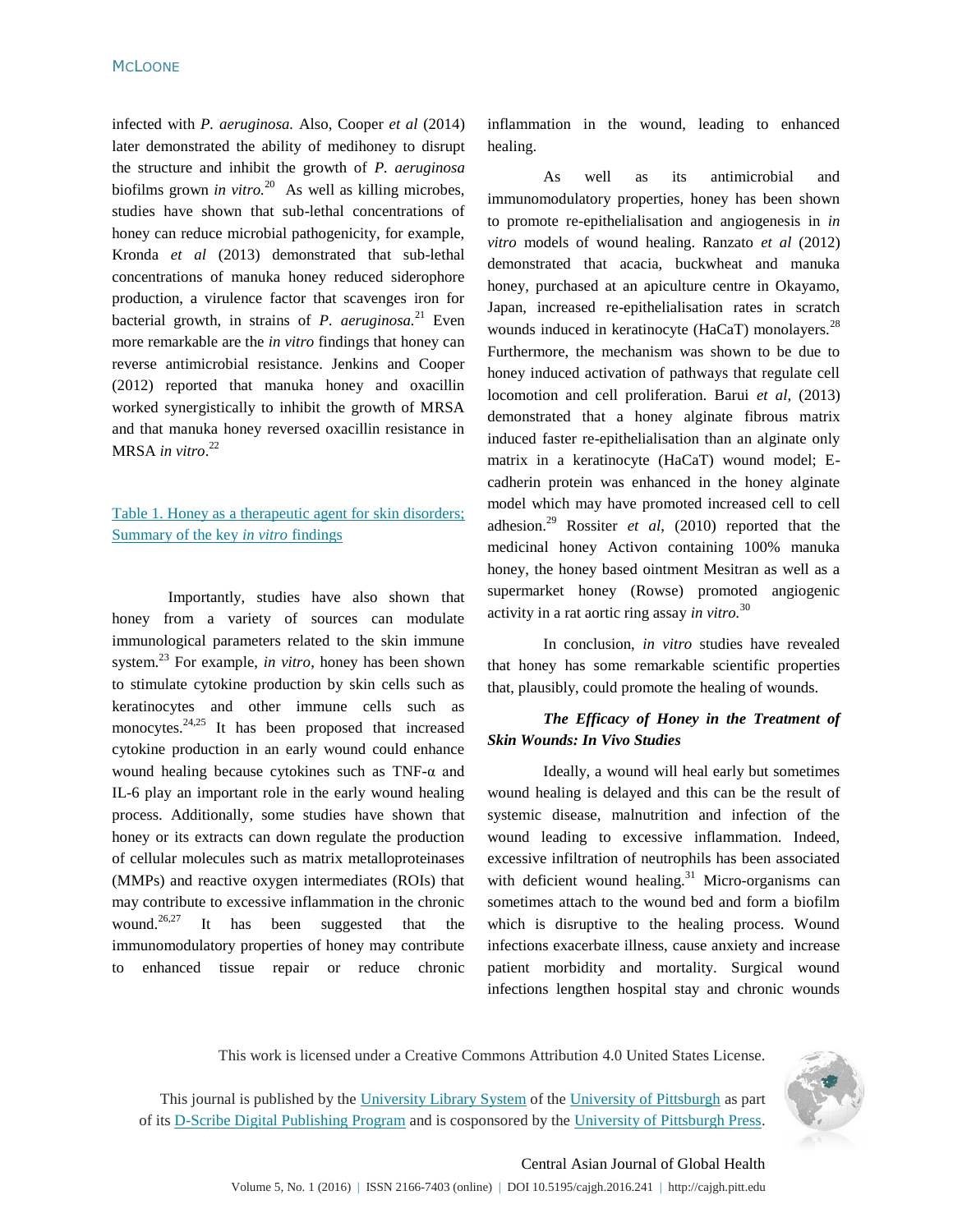infected with *P. aeruginosa*. Also, Cooper *et al* (2014) later demonstrated the ability of medihoney to disrupt the structure and inhibit the growth of *P. aeruginosa* biofilms grown *in vitro.*[20] As well as killing microbes, studies have shown that sub-lethal concentrations of honey can reduce microbial pathogenicity, for example, Kronda *et al* (2013) demonstrated that sub-lethal concentrations of manuka honey reduced siderophore production, a virulence factor that scavenges iron for bacterial growth, in strains of *P. aeruginosa.*[21] Even more remarkable are the *in vitro* findings that honey can reverse antimicrobial resistance. Jenkins and Cooper (2012) reported that manuka honey and oxacillin worked synergistically to inhibit the growth of MRSA and that manuka honey reversed oxacillin resistance in MRSA *in vitro*.[22]

Table 1. Honey as a therapeutic agent for skin disorders; Summary of the key *in vitro* findings

Importantly, studies have also shown that honey from a variety of sources can modulate immunological parameters related to the skin immune system.[23] For example, *in vitro*, honey has been shown to stimulate cytokine production by skin cells such as keratinocytes and other immune cells such as monocytes.[24,25] It has been proposed that increased cytokine production in an early wound could enhance wound healing because cytokines such as TNF-α and IL-6 play an important role in the early wound healing process. Additionally, some studies have shown that honey or its extracts can down regulate the production of cellular molecules such as matrix metalloproteinases (MMPs) and reactive oxygen intermediates (ROIs) that may contribute to excessive inflammation in the chronic wound.[26,27] It has been suggested that the immunomodulatory properties of honey may contribute to enhanced tissue repair or reduce chronic inflammation in the wound, leading to enhanced healing.

As well as its antimicrobial and immunomodulatory properties, honey has been shown to promote re-epithelialisation and angiogenesis in *in vitro* models of wound healing. Ranzato *et al* (2012) demonstrated that acacia, buckwheat and manuka honey, purchased at an apiculture centre in Okayamo, Japan, increased re-epithelialisation rates in scratch wounds induced in keratinocyte (HaCaT) monolayers.[28] Furthermore, the mechanism was shown to be due to honey induced activation of pathways that regulate cell locomotion and cell proliferation. Barui *et al*, (2013) demonstrated that a honey alginate fibrous matrix induced faster re-epithelialisation than an alginate only matrix in a keratinocyte (HaCaT) wound model; E-cadherin protein was enhanced in the honey alginate model which may have promoted increased cell to cell adhesion.[29] Rossiter *et al*, (2010) reported that the medicinal honey Activon containing 100% manuka honey, the honey based ointment Mesitran as well as a supermarket honey (Rowse) promoted angiogenic activity in a rat aortic ring assay *in vitro.*[30]

In conclusion, *in vitro* studies have revealed that honey has some remarkable scientific properties that, plausibly, could promote the healing of wounds.

### *The Efficacy of Honey in the Treatment of Skin Wounds: In Vivo Studies*

Ideally, a wound will heal early but sometimes wound healing is delayed and this can be the result of systemic disease, malnutrition and infection of the wound leading to excessive inflammation. Indeed, excessive infiltration of neutrophils has been associated with deficient wound healing.[31] Micro-organisms can sometimes attach to the wound bed and form a biofilm which is disruptive to the healing process. Wound infections exacerbate illness, cause anxiety and increase patient morbidity and mortality. Surgical wound infections lengthen hospital stay and chronic wounds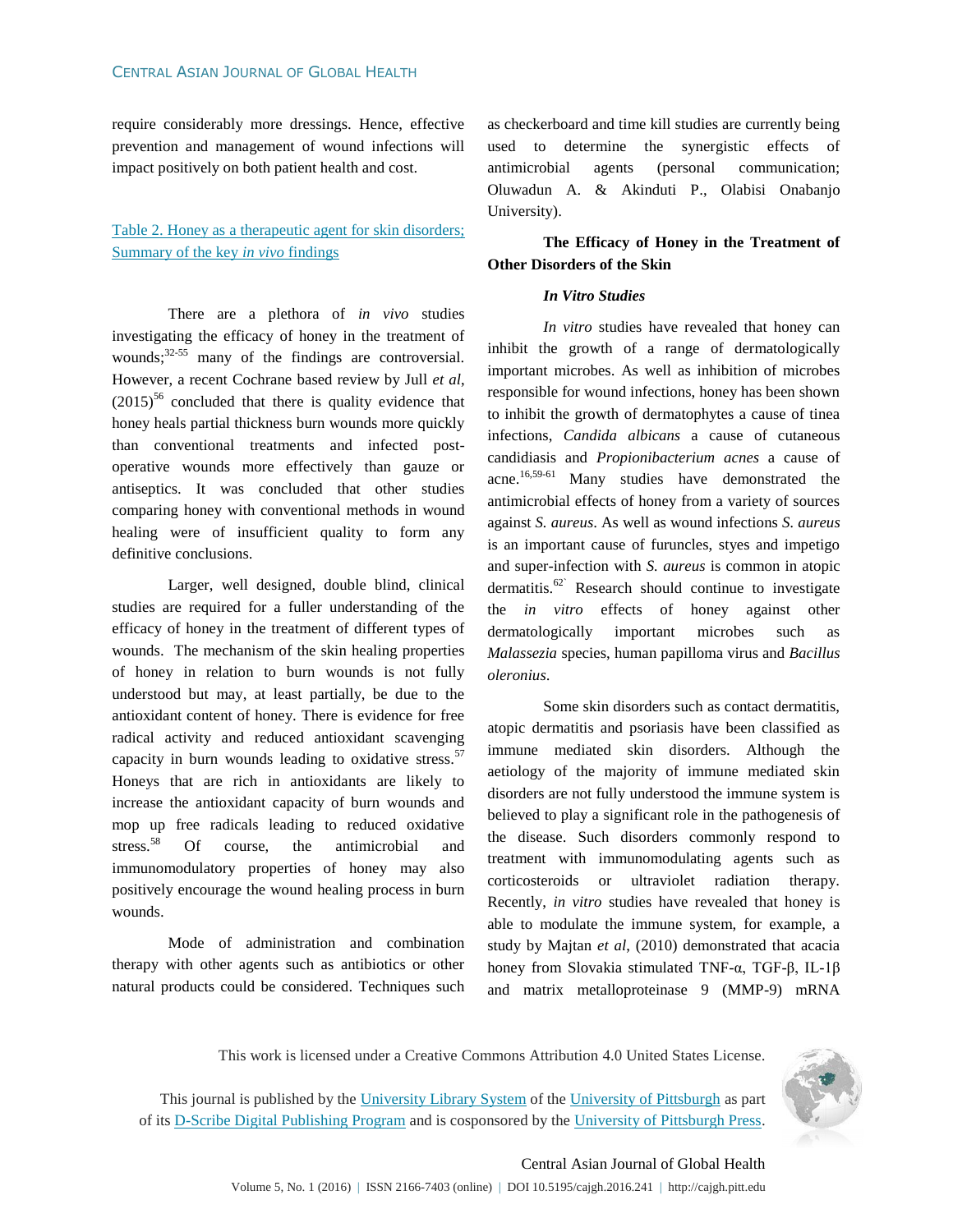require considerably more dressings. Hence, effective prevention and management of wound infections will impact positively on both patient health and cost.

Table 2. Honey as a therapeutic agent for skin disorders; Summary of the key *in vivo* findings

There are a plethora of *in vivo* studies investigating the efficacy of honey in the treatment of wounds;[32-55] many of the findings are controversial. However, a recent Cochrane based review by Jull *et al*, (2015)[56] concluded that there is quality evidence that honey heals partial thickness burn wounds more quickly than conventional treatments and infected post-operative wounds more effectively than gauze or antiseptics. It was concluded that other studies comparing honey with conventional methods in wound healing were of insufficient quality to form any definitive conclusions.

Larger, well designed, double blind, clinical studies are required for a fuller understanding of the efficacy of honey in the treatment of different types of wounds. The mechanism of the skin healing properties of honey in relation to burn wounds is not fully understood but may, at least partially, be due to the antioxidant content of honey. There is evidence for free radical activity and reduced antioxidant scavenging capacity in burn wounds leading to oxidative stress.[57] Honeys that are rich in antioxidants are likely to increase the antioxidant capacity of burn wounds and mop up free radicals leading to reduced oxidative stress.[58] Of course, the antimicrobial and immunomodulatory properties of honey may also positively encourage the wound healing process in burn wounds.

Mode of administration and combination therapy with other agents such as antibiotics or other natural products could be considered. Techniques such as checkerboard and time kill studies are currently being used to determine the synergistic effects of antimicrobial agents (personal communication; Oluwadun A. & Akinduti P., Olabisi Onabanjo University).

## The Efficacy of Honey in the Treatment of Other Disorders of the Skin

### *In Vitro Studies*

*In vitro* studies have revealed that honey can inhibit the growth of a range of dermatologically important microbes. As well as inhibition of microbes responsible for wound infections, honey has been shown to inhibit the growth of dermatophytes a cause of tinea infections, *Candida albicans* a cause of cutaneous candidiasis and *Propionibacterium acnes* a cause of acne.[16,59-61] Many studies have demonstrated the antimicrobial effects of honey from a variety of sources against *S. aureus*. As well as wound infections *S. aureus* is an important cause of furuncles, styes and impetigo and super-infection with *S. aureus* is common in atopic dermatitis.[62] Research should continue to investigate the *in vitro* effects of honey against other dermatologically important microbes such as *Malassezia* species, human papilloma virus and *Bacillus oleronius*.

Some skin disorders such as contact dermatitis, atopic dermatitis and psoriasis have been classified as immune mediated skin disorders. Although the aetiology of the majority of immune mediated skin disorders are not fully understood the immune system is believed to play a significant role in the pathogenesis of the disease. Such disorders commonly respond to treatment with immunomodulating agents such as corticosteroids or ultraviolet radiation therapy. Recently, *in vitro* studies have revealed that honey is able to modulate the immune system, for example, a study by Majtan *et al*, (2010) demonstrated that acacia honey from Slovakia stimulated TNF-α, TGF-β, IL-1β and matrix metalloproteinase 9 (MMP-9) mRNA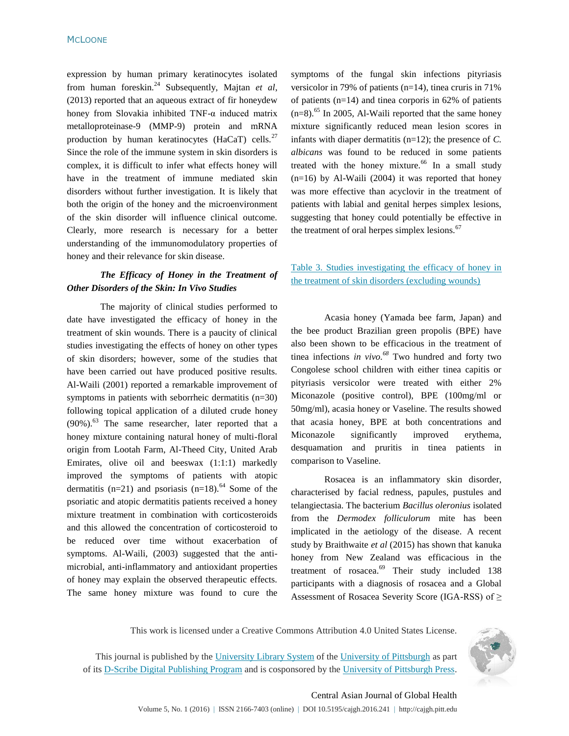expression by human primary keratinocytes isolated from human foreskin.[24] Subsequently, Majtan *et al*, (2013) reported that an aqueous extract of fir honeydew honey from Slovakia inhibited TNF-α induced matrix metalloproteinase-9 (MMP-9) protein and mRNA production by human keratinocytes (HaCaT) cells.[27] Since the role of the immune system in skin disorders is complex, it is difficult to infer what effects honey will have in the treatment of immune mediated skin disorders without further investigation. It is likely that both the origin of the honey and the microenvironment of the skin disorder will influence clinical outcome. Clearly, more research is necessary for a better understanding of the immunomodulatory properties of honey and their relevance for skin disease.

### *The Efficacy of Honey in the Treatment of Other Disorders of the Skin: In Vivo Studies*

The majority of clinical studies performed to date have investigated the efficacy of honey in the treatment of skin wounds. There is a paucity of clinical studies investigating the effects of honey on other types of skin disorders; however, some of the studies that have been carried out have produced positive results. Al-Waili (2001) reported a remarkable improvement of symptoms in patients with seborrheic dermatitis (n=30) following topical application of a diluted crude honey (90%).[63] The same researcher, later reported that a honey mixture containing natural honey of multi-floral origin from Lootah Farm, Al-Theed City, United Arab Emirates, olive oil and beeswax (1:1:1) markedly improved the symptoms of patients with atopic dermatitis (n=21) and psoriasis (n=18).[64] Some of the psoriatic and atopic dermatitis patients received a honey mixture treatment in combination with corticosteroids and this allowed the concentration of corticosteroid to be reduced over time without exacerbation of symptoms. Al-Waili, (2003) suggested that the anti-microbial, anti-inflammatory and antioxidant properties of honey may explain the observed therapeutic effects. The same honey mixture was found to cure the symptoms of the fungal skin infections pityriasis versicolor in 79% of patients (n=14), tinea cruris in 71% of patients (n=14) and tinea corporis in 62% of patients (n=8).[65] In 2005, Al-Waili reported that the same honey mixture significantly reduced mean lesion scores in infants with diaper dermatitis (n=12); the presence of *C. albicans* was found to be reduced in some patients treated with the honey mixture.[66] In a small study (n=16) by Al-Waili (2004) it was reported that honey was more effective than acyclovir in the treatment of patients with labial and genital herpes simplex lesions, suggesting that honey could potentially be effective in the treatment of oral herpes simplex lesions.[67]

Table 3. Studies investigating the efficacy of honey in the treatment of skin disorders (excluding wounds)

Acasia honey (Yamada bee farm, Japan) and the bee product Brazilian green propolis (BPE) have also been shown to be efficacious in the treatment of tinea infections *in vivo.*[68] Two hundred and forty two Congolese school children with either tinea capitis or pityriasis versicolor were treated with either 2% Miconazole (positive control), BPE (100mg/ml or 50mg/ml), acasia honey or Vaseline. The results showed that acasia honey, BPE at both concentrations and Miconazole significantly improved erythema, desquamation and pruritis in tinea patients in comparison to Vaseline.

Rosacea is an inflammatory skin disorder, characterised by facial redness, papules, pustules and telangiectasia. The bacterium *Bacillus oleronius* isolated from the *Dermodex folliculorum* mite has been implicated in the aetiology of the disease. A recent study by Braithwaite *et al* (2015) has shown that kanuka honey from New Zealand was efficacious in the treatment of rosacea.[69] Their study included 138 participants with a diagnosis of rosacea and a Global Assessment of Rosacea Severity Score (IGA-RSS) of ≥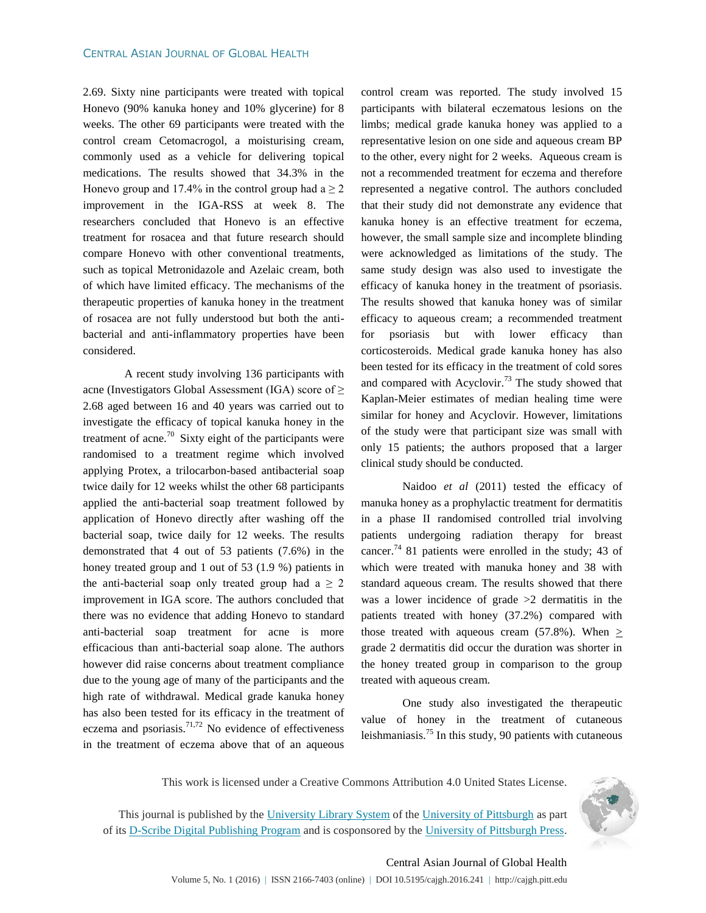2.69. Sixty nine participants were treated with topical Honevo (90% kanuka honey and 10% glycerine) for 8 weeks. The other 69 participants were treated with the control cream Cetomacrogol, a moisturising cream, commonly used as a vehicle for delivering topical medications. The results showed that 34.3% in the Honevo group and 17.4% in the control group had a ≥ 2 improvement in the IGA-RSS at week 8. The researchers concluded that Honevo is an effective treatment for rosacea and that future research should compare Honevo with other conventional treatments, such as topical Metronidazole and Azelaic cream, both of which have limited efficacy. The mechanisms of the therapeutic properties of kanuka honey in the treatment of rosacea are not fully understood but both the anti-bacterial and anti-inflammatory properties have been considered.

A recent study involving 136 participants with acne (Investigators Global Assessment (IGA) score of ≥ 2.68 aged between 16 and 40 years was carried out to investigate the efficacy of topical kanuka honey in the treatment of acne.[70] Sixty eight of the participants were randomised to a treatment regime which involved applying Protex, a trilocarbon-based antibacterial soap twice daily for 12 weeks whilst the other 68 participants applied the anti-bacterial soap treatment followed by application of Honevo directly after washing off the bacterial soap, twice daily for 12 weeks. The results demonstrated that 4 out of 53 patients (7.6%) in the honey treated group and 1 out of 53 (1.9 %) patients in the anti-bacterial soap only treated group had a ≥ 2 improvement in IGA score. The authors concluded that there was no evidence that adding Honevo to standard anti-bacterial soap treatment for acne is more efficacious than anti-bacterial soap alone. The authors however did raise concerns about treatment compliance due to the young age of many of the participants and the high rate of withdrawal. Medical grade kanuka honey has also been tested for its efficacy in the treatment of eczema and psoriasis.[71,72] No evidence of effectiveness in the treatment of eczema above that of an aqueous control cream was reported. The study involved 15 participants with bilateral eczematous lesions on the limbs; medical grade kanuka honey was applied to a representative lesion on one side and aqueous cream BP to the other, every night for 2 weeks. Aqueous cream is not a recommended treatment for eczema and therefore represented a negative control. The authors concluded that their study did not demonstrate any evidence that kanuka honey is an effective treatment for eczema, however, the small sample size and incomplete blinding were acknowledged as limitations of the study. The same study design was also used to investigate the efficacy of kanuka honey in the treatment of psoriasis. The results showed that kanuka honey was of similar efficacy to aqueous cream; a recommended treatment for psoriasis but with lower efficacy than corticosteroids. Medical grade kanuka honey has also been tested for its efficacy in the treatment of cold sores and compared with Acyclovir.[73] The study showed that Kaplan-Meier estimates of median healing time were similar for honey and Acyclovir. However, limitations of the study were that participant size was small with only 15 patients; the authors proposed that a larger clinical study should be conducted.

Naidoo *et al* (2011) tested the efficacy of manuka honey as a prophylactic treatment for dermatitis in a phase II randomised controlled trial involving patients undergoing radiation therapy for breast cancer.[74] 81 patients were enrolled in the study; 43 of which were treated with manuka honey and 38 with standard aqueous cream. The results showed that there was a lower incidence of grade >2 dermatitis in the patients treated with honey (37.2%) compared with those treated with aqueous cream (57.8%). When ≥ grade 2 dermatitis did occur the duration was shorter in the honey treated group in comparison to the group treated with aqueous cream.

One study also investigated the therapeutic value of honey in the treatment of cutaneous leishmaniasis.[75] In this study, 90 patients with cutaneous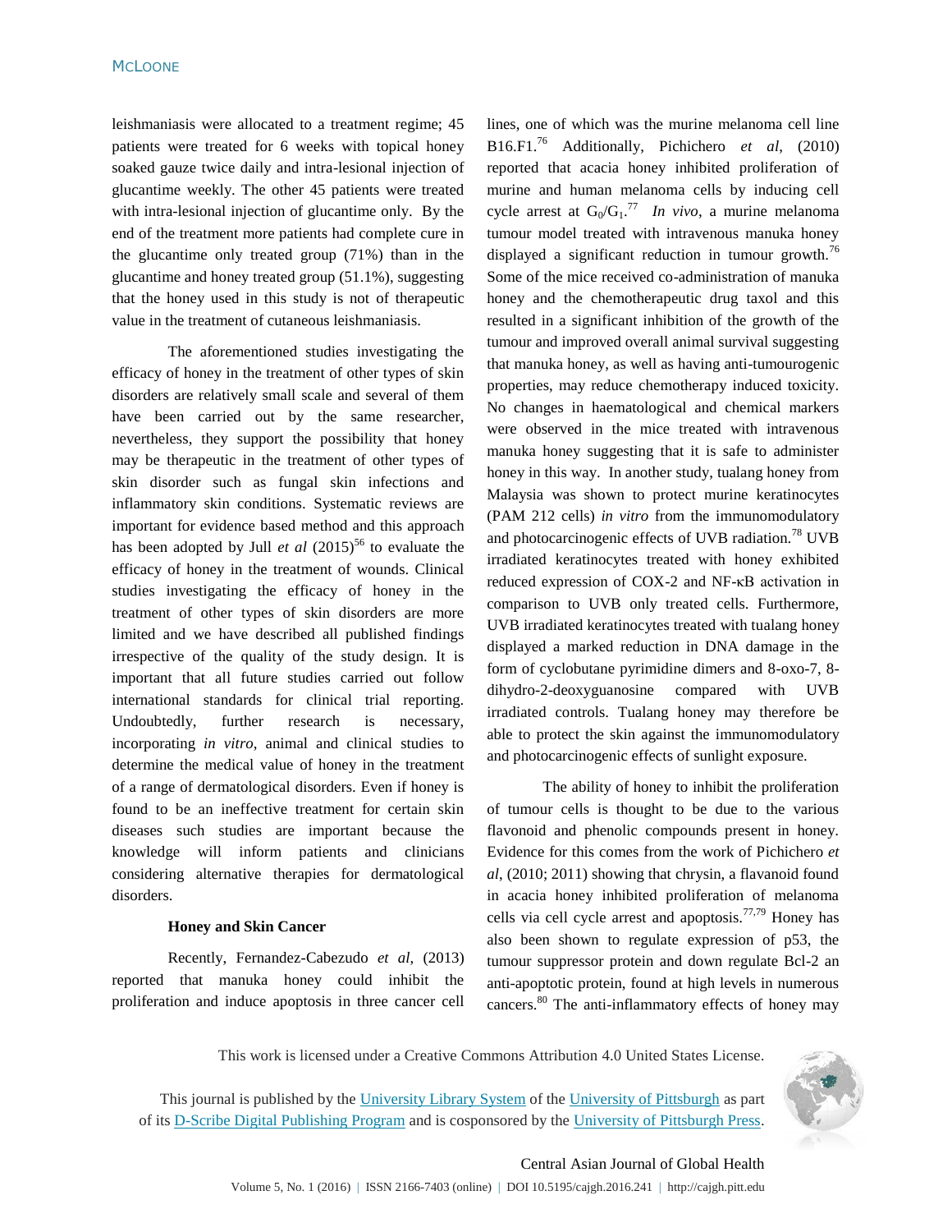leishmaniasis were allocated to a treatment regime; 45 patients were treated for 6 weeks with topical honey soaked gauze twice daily and intra-lesional injection of glucantime weekly. The other 45 patients were treated with intra-lesional injection of glucantime only. By the end of the treatment more patients had complete cure in the glucantime only treated group (71%) than in the glucantime and honey treated group (51.1%), suggesting that the honey used in this study is not of therapeutic value in the treatment of cutaneous leishmaniasis.

The aforementioned studies investigating the efficacy of honey in the treatment of other types of skin disorders are relatively small scale and several of them have been carried out by the same researcher, nevertheless, they support the possibility that honey may be therapeutic in the treatment of other types of skin disorder such as fungal skin infections and inflammatory skin conditions. Systematic reviews are important for evidence based method and this approach has been adopted by Jull *et al* (2015)[56] to evaluate the efficacy of honey in the treatment of wounds. Clinical studies investigating the efficacy of honey in the treatment of other types of skin disorders are more limited and we have described all published findings irrespective of the quality of the study design. It is important that all future studies carried out follow international standards for clinical trial reporting. Undoubtedly, further research is necessary, incorporating *in vitro*, animal and clinical studies to determine the medical value of honey in the treatment of a range of dermatological disorders. Even if honey is found to be an ineffective treatment for certain skin diseases such studies are important because the knowledge will inform patients and clinicians considering alternative therapies for dermatological disorders.

### Honey and Skin Cancer

Recently, Fernandez-Cabezudo *et al,* (2013) reported that manuka honey could inhibit the proliferation and induce apoptosis in three cancer cell lines, one of which was the murine melanoma cell line B16.F1.[76] Additionally, Pichichero *et al*, (2010) reported that acacia honey inhibited proliferation of murine and human melanoma cells by inducing cell cycle arrest at $G_0/G_1$.[77] *In vivo*, a murine melanoma tumour model treated with intravenous manuka honey displayed a significant reduction in tumour growth.[76] Some of the mice received co-administration of manuka honey and the chemotherapeutic drug taxol and this resulted in a significant inhibition of the growth of the tumour and improved overall animal survival suggesting that manuka honey, as well as having anti-tumourogenic properties, may reduce chemotherapy induced toxicity. No changes in haematological and chemical markers were observed in the mice treated with intravenous manuka honey suggesting that it is safe to administer honey in this way. In another study, tualang honey from Malaysia was shown to protect murine keratinocytes (PAM 212 cells) *in vitro* from the immunomodulatory and photocarcinogenic effects of UVB radiation.[78] UVB irradiated keratinocytes treated with honey exhibited reduced expression of COX-2 and NF-κB activation in comparison to UVB only treated cells. Furthermore, UVB irradiated keratinocytes treated with tualang honey displayed a marked reduction in DNA damage in the form of cyclobutane pyrimidine dimers and 8-oxo-7, 8-dihydro-2-deoxyguanosine compared with UVB irradiated controls. Tualang honey may therefore be able to protect the skin against the immunomodulatory and photocarcinogenic effects of sunlight exposure.

The ability of honey to inhibit the proliferation of tumour cells is thought to be due to the various flavonoid and phenolic compounds present in honey. Evidence for this comes from the work of Pichichero *et al*, (2010; 2011) showing that chrysin, a flavanoid found in acacia honey inhibited proliferation of melanoma cells via cell cycle arrest and apoptosis.[77,79] Honey has also been shown to regulate expression of p53, the tumour suppressor protein and down regulate Bcl-2 an anti-apoptotic protein, found at high levels in numerous cancers.[80] The anti-inflammatory effects of honey may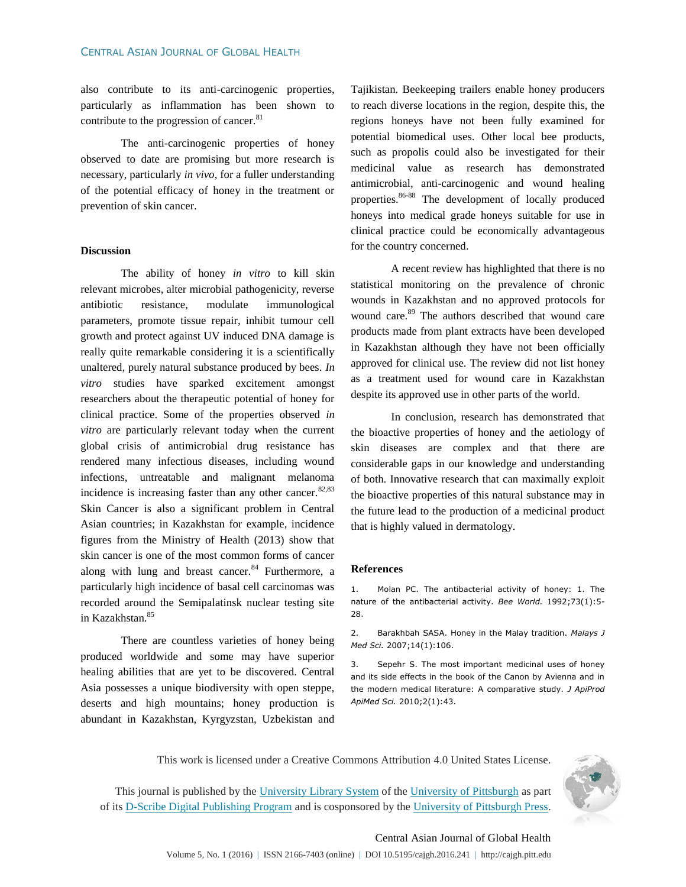also contribute to its anti-carcinogenic properties, particularly as inflammation has been shown to contribute to the progression of cancer.[81]

The anti-carcinogenic properties of honey observed to date are promising but more research is necessary, particularly *in vivo*, for a fuller understanding of the potential efficacy of honey in the treatment or prevention of skin cancer.

## Discussion

The ability of honey *in vitro* to kill skin relevant microbes, alter microbial pathogenicity, reverse antibiotic resistance, modulate immunological parameters, promote tissue repair, inhibit tumour cell growth and protect against UV induced DNA damage is really quite remarkable considering it is a scientifically unaltered, purely natural substance produced by bees. *In vitro* studies have sparked excitement amongst researchers about the therapeutic potential of honey for clinical practice. Some of the properties observed *in vitro* are particularly relevant today when the current global crisis of antimicrobial drug resistance has rendered many infectious diseases, including wound infections, untreatable and malignant melanoma incidence is increasing faster than any other cancer.[82,83] Skin Cancer is also a significant problem in Central Asian countries; in Kazakhstan for example, incidence figures from the Ministry of Health (2013) show that skin cancer is one of the most common forms of cancer along with lung and breast cancer.[84] Furthermore, a particularly high incidence of basal cell carcinomas was recorded around the Semipalatinsk nuclear testing site in Kazakhstan.[85]

There are countless varieties of honey being produced worldwide and some may have superior healing abilities that are yet to be discovered. Central Asia possesses a unique biodiversity with open steppe, deserts and high mountains; honey production is abundant in Kazakhstan, Kyrgyzstan, Uzbekistan and Tajikistan. Beekeeping trailers enable honey producers to reach diverse locations in the region, despite this, the regions honeys have not been fully examined for potential biomedical uses. Other local bee products, such as propolis could also be investigated for their medicinal value as research has demonstrated antimicrobial, anti-carcinogenic and wound healing properties.[86-88] The development of locally produced honeys into medical grade honeys suitable for use in clinical practice could be economically advantageous for the country concerned.

A recent review has highlighted that there is no statistical monitoring on the prevalence of chronic wounds in Kazakhstan and no approved protocols for wound care.[89] The authors described that wound care products made from plant extracts have been developed in Kazakhstan although they have not been officially approved for clinical use. The review did not list honey as a treatment used for wound care in Kazakhstan despite its approved use in other parts of the world.

In conclusion, research has demonstrated that the bioactive properties of honey and the aetiology of skin diseases are complex and that there are considerable gaps in our knowledge and understanding of both. Innovative research that can maximally exploit the bioactive properties of this natural substance may in the future lead to the production of a medicinal product that is highly valued in dermatology.

## References

1. Molan PC. The antibacterial activity of honey: 1. The nature of the antibacterial activity. *Bee World.* 1992;73(1):5-28.

2. Barakhbah SASA. Honey in the Malay tradition. *Malays J Med Sci.* 2007;14(1):106.

3. Sepehr S. The most important medicinal uses of honey and its side effects in the book of the Canon by Avienna and in the modern medical literature: A comparative study. *J ApiProd ApiMed Sci.* 2010;2(1):43.

This work is licensed under a Creative Commons Attribution 4.0 United States License.

This journal is published by the University Library System of the University of Pittsburgh as part of its D-Scribe Digital Publishing Program and is cosponsored by the University of Pittsburgh Press.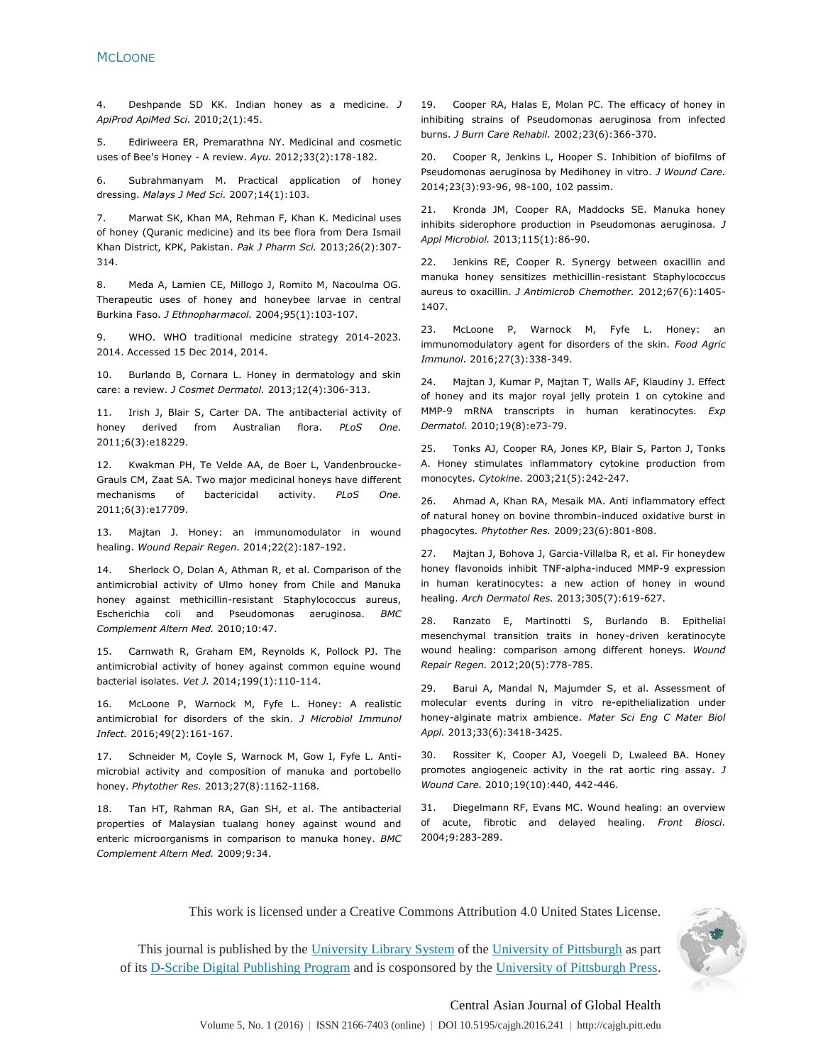4. Deshpande SD KK. Indian honey as a medicine. *J ApiProd ApiMed Sci.* 2010;2(1):45.

5. Ediriweera ER, Premarathna NY. Medicinal and cosmetic uses of Bee's Honey - A review. *Ayu.* 2012;33(2):178-182.

6. Subrahmanyam M. Practical application of honey dressing. *Malays J Med Sci.* 2007;14(1):103.

7. Marwat SK, Khan MA, Rehman F, Khan K. Medicinal uses of honey (Quranic medicine) and its bee flora from Dera Ismail Khan District, KPK, Pakistan. *Pak J Pharm Sci.* 2013;26(2):307-314.

8. Meda A, Lamien CE, Millogo J, Romito M, Nacoulma OG. Therapeutic uses of honey and honeybee larvae in central Burkina Faso. *J Ethnopharmacol.* 2004;95(1):103-107.

9. WHO. WHO traditional medicine strategy 2014-2023. 2014. Accessed 15 Dec 2014, 2014.

10. Burlando B, Cornara L. Honey in dermatology and skin care: a review. *J Cosmet Dermatol.* 2013;12(4):306-313.

11. Irish J, Blair S, Carter DA. The antibacterial activity of honey derived from Australian flora. *PLoS One.* 2011;6(3):e18229.

12. Kwakman PH, Te Velde AA, de Boer L, Vandenbroucke-Grauls CM, Zaat SA. Two major medicinal honeys have different mechanisms of bactericidal activity. *PLoS One.* 2011;6(3):e17709.

13. Majtan J. Honey: an immunomodulator in wound healing. *Wound Repair Regen.* 2014;22(2):187-192.

14. Sherlock O, Dolan A, Athman R, et al. Comparison of the antimicrobial activity of Ulmo honey from Chile and Manuka honey against methicillin-resistant Staphylococcus aureus, Escherichia coli and Pseudomonas aeruginosa. *BMC Complement Altern Med.* 2010;10:47.

15. Carnwath R, Graham EM, Reynolds K, Pollock PJ. The antimicrobial activity of honey against common equine wound bacterial isolates. *Vet J.* 2014;199(1):110-114.

16. McLoone P, Warnock M, Fyfe L. Honey: A realistic antimicrobial for disorders of the skin. *J Microbiol Immunol Infect.* 2016;49(2):161-167.

17. Schneider M, Coyle S, Warnock M, Gow I, Fyfe L. Anti-microbial activity and composition of manuka and portobello honey. *Phytother Res.* 2013;27(8):1162-1168.

18. Tan HT, Rahman RA, Gan SH, et al. The antibacterial properties of Malaysian tualang honey against wound and enteric microorganisms in comparison to manuka honey. *BMC Complement Altern Med.* 2009;9:34.

19. Cooper RA, Halas E, Molan PC. The efficacy of honey in inhibiting strains of Pseudomonas aeruginosa from infected burns. *J Burn Care Rehabil.* 2002;23(6):366-370.

20. Cooper R, Jenkins L, Hooper S. Inhibition of biofilms of Pseudomonas aeruginosa by Medihoney in vitro. *J Wound Care.* 2014;23(3):93-96, 98-100, 102 passim.

21. Kronda JM, Cooper RA, Maddocks SE. Manuka honey inhibits siderophore production in Pseudomonas aeruginosa. *J Appl Microbiol.* 2013;115(1):86-90.

22. Jenkins RE, Cooper R. Synergy between oxacillin and manuka honey sensitizes methicillin-resistant Staphylococcus aureus to oxacillin. *J Antimicrob Chemother.* 2012;67(6):1405-1407.

23. McLoone P, Warnock M, Fyfe L. Honey: an immunomodulatory agent for disorders of the skin. *Food Agric Immunol.* 2016;27(3):338-349.

24. Majtan J, Kumar P, Majtan T, Walls AF, Klaudiny J. Effect of honey and its major royal jelly protein 1 on cytokine and MMP-9 mRNA transcripts in human keratinocytes. *Exp Dermatol.* 2010;19(8):e73-79.

25. Tonks AJ, Cooper RA, Jones KP, Blair S, Parton J, Tonks A. Honey stimulates inflammatory cytokine production from monocytes. *Cytokine.* 2003;21(5):242-247.

26. Ahmad A, Khan RA, Mesaik MA. Anti inflammatory effect of natural honey on bovine thrombin-induced oxidative burst in phagocytes. *Phytother Res.* 2009;23(6):801-808.

27. Majtan J, Bohova J, Garcia-Villalba R, et al. Fir honeydew honey flavonoids inhibit TNF-alpha-induced MMP-9 expression in human keratinocytes: a new action of honey in wound healing. *Arch Dermatol Res.* 2013;305(7):619-627.

28. Ranzato E, Martinotti S, Burlando B. Epithelial mesenchymal transition traits in honey-driven keratinocyte wound healing: comparison among different honeys. *Wound Repair Regen.* 2012;20(5):778-785.

29. Barui A, Mandal N, Majumder S, et al. Assessment of molecular events during in vitro re-epithelialization under honey-alginate matrix ambience. *Mater Sci Eng C Mater Biol Appl.* 2013;33(6):3418-3425.

30. Rossiter K, Cooper AJ, Voegeli D, Lwaleed BA. Honey promotes angiogeneic activity in the rat aortic ring assay. *J Wound Care.* 2010;19(10):440, 442-446.

31. Diegelmann RF, Evans MC. Wound healing: an overview of acute, fibrotic and delayed healing. *Front Biosci.* 2004;9:283-289.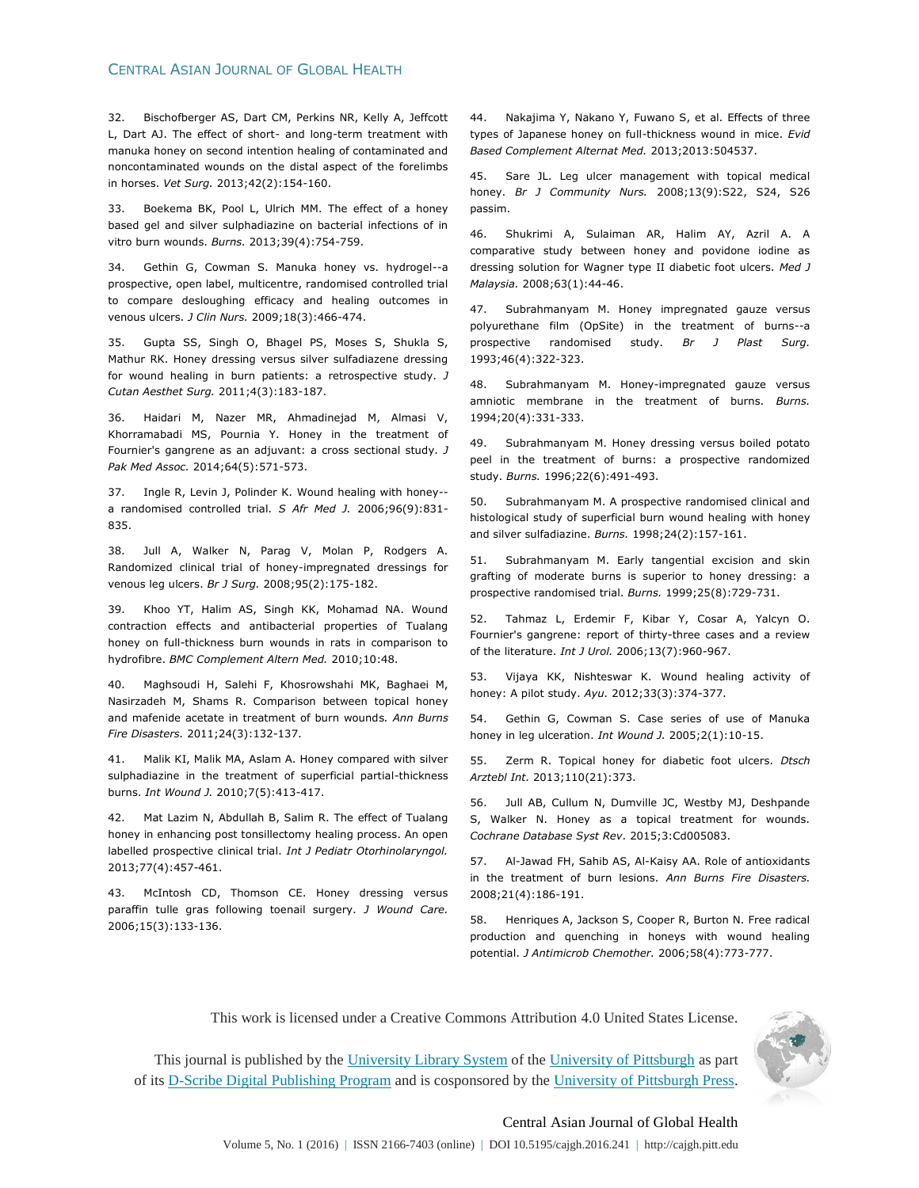32. Bischofberger AS, Dart CM, Perkins NR, Kelly A, Jeffcott L, Dart AJ. The effect of short- and long-term treatment with manuka honey on second intention healing of contaminated and noncontaminated wounds on the distal aspect of the forelimbs in horses. *Vet Surg.* 2013;42(2):154-160.

33. Boekema BK, Pool L, Ulrich MM. The effect of a honey based gel and silver sulphadiazine on bacterial infections of in vitro burn wounds. *Burns.* 2013;39(4):754-759.

34. Gethin G, Cowman S. Manuka honey vs. hydrogel--a prospective, open label, multicentre, randomised controlled trial to compare desloughing efficacy and healing outcomes in venous ulcers. *J Clin Nurs.* 2009;18(3):466-474.

35. Gupta SS, Singh O, Bhagel PS, Moses S, Shukla S, Mathur RK. Honey dressing versus silver sulfadiazene dressing for wound healing in burn patients: a retrospective study. *J Cutan Aesthet Surg.* 2011;4(3):183-187.

36. Haidari M, Nazer MR, Ahmadinejad M, Almasi V, Khorramabadi MS, Pournia Y. Honey in the treatment of Fournier's gangrene as an adjuvant: a cross sectional study. *J Pak Med Assoc.* 2014;64(5):571-573.

37. Ingle R, Levin J, Polinder K. Wound healing with honey--a randomised controlled trial. *S Afr Med J.* 2006;96(9):831-835.

38. Jull A, Walker N, Parag V, Molan P, Rodgers A. Randomized clinical trial of honey-impregnated dressings for venous leg ulcers. *Br J Surg.* 2008;95(2):175-182.

39. Khoo YT, Halim AS, Singh KK, Mohamad NA. Wound contraction effects and antibacterial properties of Tualang honey on full-thickness burn wounds in rats in comparison to hydrofibre. *BMC Complement Altern Med.* 2010;10:48.

40. Maghsoudi H, Salehi F, Khosrowshahi MK, Baghaei M, Nasirzadeh M, Shams R. Comparison between topical honey and mafenide acetate in treatment of burn wounds. *Ann Burns Fire Disasters.* 2011;24(3):132-137.

41. Malik KI, Malik MA, Aslam A. Honey compared with silver sulphadiazine in the treatment of superficial partial-thickness burns. *Int Wound J.* 2010;7(5):413-417.

42. Mat Lazim N, Abdullah B, Salim R. The effect of Tualang honey in enhancing post tonsillectomy healing process. An open labelled prospective clinical trial. *Int J Pediatr Otorhinolaryngol.* 2013;77(4):457-461.

43. McIntosh CD, Thomson CE. Honey dressing versus paraffin tulle gras following toenail surgery. *J Wound Care.* 2006;15(3):133-136.

44. Nakajima Y, Nakano Y, Fuwano S, et al. Effects of three types of Japanese honey on full-thickness wound in mice. *Evid Based Complement Alternat Med.* 2013;2013:504537.

45. Sare JL. Leg ulcer management with topical medical honey. *Br J Community Nurs.* 2008;13(9):S22, S24, S26 passim.

46. Shukrimi A, Sulaiman AR, Halim AY, Azril A. A comparative study between honey and povidone iodine as dressing solution for Wagner type II diabetic foot ulcers. *Med J Malaysia.* 2008;63(1):44-46.

47. Subrahmanyam M. Honey impregnated gauze versus polyurethane film (OpSite) in the treatment of burns--a prospective randomised study. *Br J Plast Surg.* 1993;46(4):322-323.

48. Subrahmanyam M. Honey-impregnated gauze versus amniotic membrane in the treatment of burns. *Burns.* 1994;20(4):331-333.

49. Subrahmanyam M. Honey dressing versus boiled potato peel in the treatment of burns: a prospective randomized study. *Burns.* 1996;22(6):491-493.

50. Subrahmanyam M. A prospective randomised clinical and histological study of superficial burn wound healing with honey and silver sulfadiazine. *Burns.* 1998;24(2):157-161.

51. Subrahmanyam M. Early tangential excision and skin grafting of moderate burns is superior to honey dressing: a prospective randomised trial. *Burns.* 1999;25(8):729-731.

52. Tahmaz L, Erdemir F, Kibar Y, Cosar A, Yalcyn O. Fournier's gangrene: report of thirty-three cases and a review of the literature. *Int J Urol.* 2006;13(7):960-967.

53. Vijaya KK, Nishteswar K. Wound healing activity of honey: A pilot study. *Ayu.* 2012;33(3):374-377.

54. Gethin G, Cowman S. Case series of use of Manuka honey in leg ulceration. *Int Wound J.* 2005;2(1):10-15.

55. Zerm R. Topical honey for diabetic foot ulcers. *Dtsch Arztebl Int.* 2013;110(21):373.

56. Jull AB, Cullum N, Dumville JC, Westby MJ, Deshpande S, Walker N. Honey as a topical treatment for wounds. *Cochrane Database Syst Rev.* 2015;3:Cd005083.

57. Al-Jawad FH, Sahib AS, Al-Kaisy AA. Role of antioxidants in the treatment of burn lesions. *Ann Burns Fire Disasters.* 2008;21(4):186-191.

58. Henriques A, Jackson S, Cooper R, Burton N. Free radical production and quenching in honeys with wound healing potential. *J Antimicrob Chemother.* 2006;58(4):773-777.

This work is licensed under a Creative Commons Attribution 4.0 United States License.

This journal is published by the University Library System of the University of Pittsburgh as part of its D-Scribe Digital Publishing Program and is cosponsored by the University of Pittsburgh Press.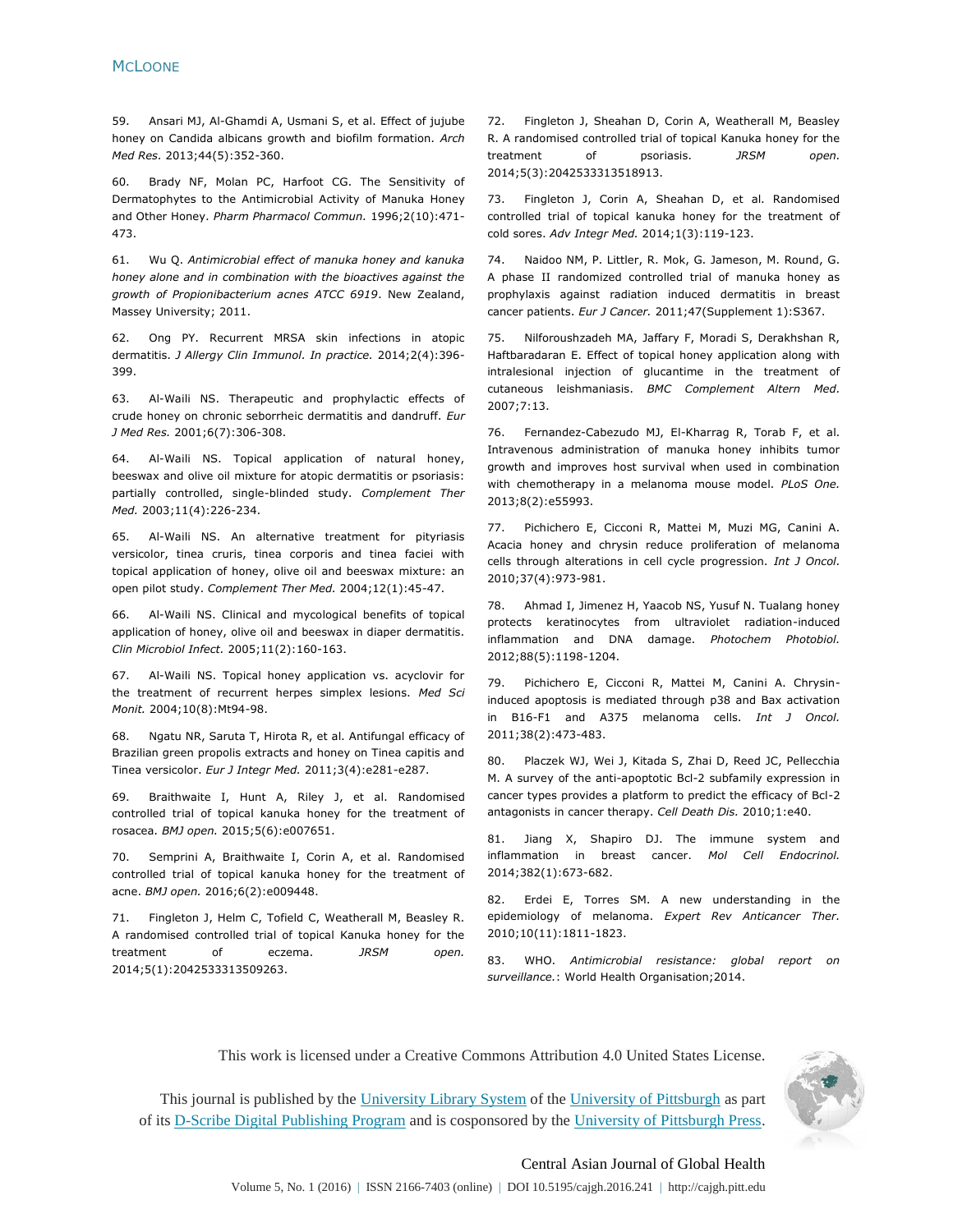59. Ansari MJ, Al-Ghamdi A, Usmani S, et al. Effect of jujube honey on Candida albicans growth and biofilm formation. *Arch Med Res.* 2013;44(5):352-360.

60. Brady NF, Molan PC, Harfoot CG. The Sensitivity of Dermatophytes to the Antimicrobial Activity of Manuka Honey and Other Honey. *Pharm Pharmacol Commun.* 1996;2(10):471-473.

61. Wu Q. *Antimicrobial effect of manuka honey and kanuka honey alone and in combination with the bioactives against the growth of Propionibacterium acnes ATCC 6919*. New Zealand, Massey University; 2011.

62. Ong PY. Recurrent MRSA skin infections in atopic dermatitis. *J Allergy Clin Immunol. In practice.* 2014;2(4):396-399.

63. Al-Waili NS. Therapeutic and prophylactic effects of crude honey on chronic seborrheic dermatitis and dandruff. *Eur J Med Res.* 2001;6(7):306-308.

64. Al-Waili NS. Topical application of natural honey, beeswax and olive oil mixture for atopic dermatitis or psoriasis: partially controlled, single-blinded study. *Complement Ther Med.* 2003;11(4):226-234.

65. Al-Waili NS. An alternative treatment for pityriasis versicolor, tinea cruris, tinea corporis and tinea faciei with topical application of honey, olive oil and beeswax mixture: an open pilot study. *Complement Ther Med.* 2004;12(1):45-47.

66. Al-Waili NS. Clinical and mycological benefits of topical application of honey, olive oil and beeswax in diaper dermatitis. *Clin Microbiol Infect.* 2005;11(2):160-163.

67. Al-Waili NS. Topical honey application vs. acyclovir for the treatment of recurrent herpes simplex lesions. *Med Sci Monit.* 2004;10(8):Mt94-98.

68. Ngatu NR, Saruta T, Hirota R, et al. Antifungal efficacy of Brazilian green propolis extracts and honey on Tinea capitis and Tinea versicolor. *Eur J Integr Med.* 2011;3(4):e281-e287.

69. Braithwaite I, Hunt A, Riley J, et al. Randomised controlled trial of topical kanuka honey for the treatment of rosacea. *BMJ open.* 2015;5(6):e007651.

70. Semprini A, Braithwaite I, Corin A, et al. Randomised controlled trial of topical kanuka honey for the treatment of acne. *BMJ open.* 2016;6(2):e009448.

71. Fingleton J, Helm C, Tofield C, Weatherall M, Beasley R. A randomised controlled trial of topical Kanuka honey for the treatment of eczema. *JRSM open.* 2014;5(1):2042533313509263.

72. Fingleton J, Sheahan D, Corin A, Weatherall M, Beasley R. A randomised controlled trial of topical Kanuka honey for the treatment of psoriasis. *JRSM open.* 2014;5(3):2042533313518913.

73. Fingleton J, Corin A, Sheahan D, et al. Randomised controlled trial of topical kanuka honey for the treatment of cold sores. *Adv Integr Med.* 2014;1(3):119-123.

74. Naidoo NM, P. Littler, R. Mok, G. Jameson, M. Round, G. A phase II randomized controlled trial of manuka honey as prophylaxis against radiation induced dermatitis in breast cancer patients. *Eur J Cancer.* 2011;47(Supplement 1):S367.

75. Nilforoushzadeh MA, Jaffary F, Moradi S, Derakhshan R, Haftbaradaran E. Effect of topical honey application along with intralesional injection of glucantime in the treatment of cutaneous leishmaniasis. *BMC Complement Altern Med.* 2007;7:13.

76. Fernandez-Cabezudo MJ, El-Kharrag R, Torab F, et al. Intravenous administration of manuka honey inhibits tumor growth and improves host survival when used in combination with chemotherapy in a melanoma mouse model. *PLoS One.* 2013;8(2):e55993.

77. Pichichero E, Cicconi R, Mattei M, Muzi MG, Canini A. Acacia honey and chrysin reduce proliferation of melanoma cells through alterations in cell cycle progression. *Int J Oncol.* 2010;37(4):973-981.

78. Ahmad I, Jimenez H, Yaacob NS, Yusuf N. Tualang honey protects keratinocytes from ultraviolet radiation-induced inflammation and DNA damage. *Photochem Photobiol.* 2012;88(5):1198-1204.

79. Pichichero E, Cicconi R, Mattei M, Canini A. Chrysin-induced apoptosis is mediated through p38 and Bax activation in B16-F1 and A375 melanoma cells. *Int J Oncol.* 2011;38(2):473-483.

80. Placzek WJ, Wei J, Kitada S, Zhai D, Reed JC, Pellecchia M. A survey of the anti-apoptotic Bcl-2 subfamily expression in cancer types provides a platform to predict the efficacy of Bcl-2 antagonists in cancer therapy. *Cell Death Dis.* 2010;1:e40.

81. Jiang X, Shapiro DJ. The immune system and inflammation in breast cancer. *Mol Cell Endocrinol.* 2014;382(1):673-682.

82. Erdei E, Torres SM. A new understanding in the epidemiology of melanoma. *Expert Rev Anticancer Ther.* 2010;10(11):1811-1823.

83. WHO. *Antimicrobial resistance: global report on surveillance.*: World Health Organisation;2014.

This work is licensed under a Creative Commons Attribution 4.0 United States License.

This journal is published by the University Library System of the University of Pittsburgh as part of its D-Scribe Digital Publishing Program and is cosponsored by the University of Pittsburgh Press.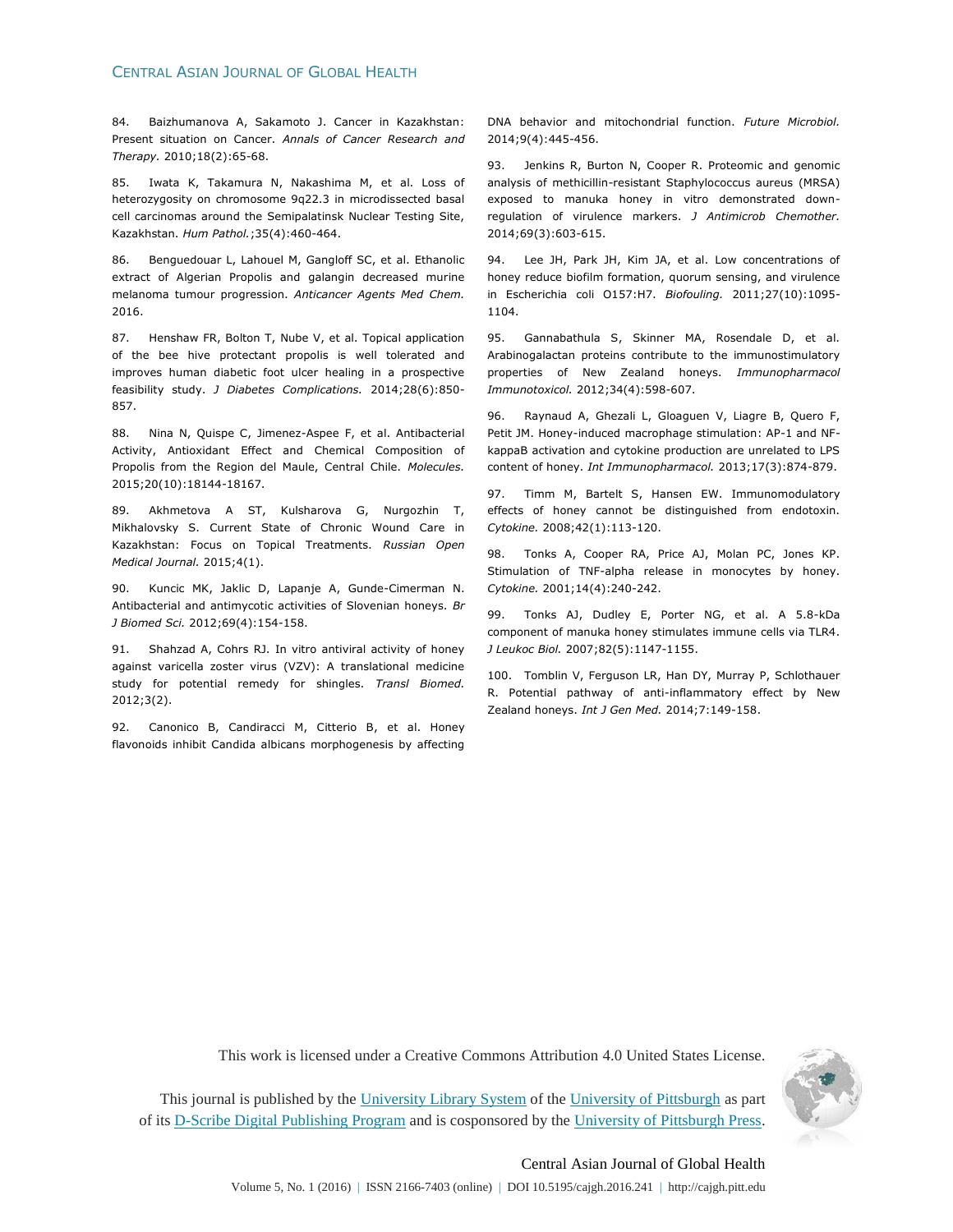84. Baizhumanova A, Sakamoto J. Cancer in Kazakhstan: Present situation on Cancer. *Annals of Cancer Research and Therapy*. 2010;18(2):65-68.

85. Iwata K, Takamura N, Nakashima M, et al. Loss of heterozygosity on chromosome 9q22.3 in microdissected basal cell carcinomas around the Semipalatinsk Nuclear Testing Site, Kazakhstan. *Hum Pathol.*;35(4):460-464.

86. Benguedouar L, Lahouel M, Gangloff SC, et al. Ethanolic extract of Algerian Propolis and galangin decreased murine melanoma tumour progression. *Anticancer Agents Med Chem.* 2016.

87. Henshaw FR, Bolton T, Nube V, et al. Topical application of the bee hive protectant propolis is well tolerated and improves human diabetic foot ulcer healing in a prospective feasibility study. *J Diabetes Complications.* 2014;28(6):850-857.

88. Nina N, Quispe C, Jimenez-Aspee F, et al. Antibacterial Activity, Antioxidant Effect and Chemical Composition of Propolis from the Region del Maule, Central Chile. *Molecules.* 2015;20(10):18144-18167.

89. Akhmetova A ST, Kulsharova G, Nurgozhin T, Mikhalovsky S. Current State of Chronic Wound Care in Kazakhstan: Focus on Topical Treatments. *Russian Open Medical Journal.* 2015;4(1).

90. Kuncic MK, Jaklic D, Lapanje A, Gunde-Cimerman N. Antibacterial and antimycotic activities of Slovenian honeys. *Br J Biomed Sci.* 2012;69(4):154-158.

91. Shahzad A, Cohrs RJ. In vitro antiviral activity of honey against varicella zoster virus (VZV): A translational medicine study for potential remedy for shingles. *Transl Biomed.* 2012;3(2).

92. Canonico B, Candiracci M, Citterio B, et al. Honey flavonoids inhibit Candida albicans morphogenesis by affecting DNA behavior and mitochondrial function. *Future Microbiol.* 2014;9(4):445-456.

93. Jenkins R, Burton N, Cooper R. Proteomic and genomic analysis of methicillin-resistant Staphylococcus aureus (MRSA) exposed to manuka honey in vitro demonstrated down-regulation of virulence markers. *J Antimicrob Chemother.* 2014;69(3):603-615.

94. Lee JH, Park JH, Kim JA, et al. Low concentrations of honey reduce biofilm formation, quorum sensing, and virulence in Escherichia coli O157:H7. *Biofouling.* 2011;27(10):1095-1104.

95. Gannabathula S, Skinner MA, Rosendale D, et al. Arabinogalactan proteins contribute to the immunostimulatory properties of New Zealand honeys. *Immunopharmacol Immunotoxicol.* 2012;34(4):598-607.

96. Raynaud A, Ghezali L, Gloaguen V, Liagre B, Quero F, Petit JM. Honey-induced macrophage stimulation: AP-1 and NF-kappaB activation and cytokine production are unrelated to LPS content of honey. *Int Immunopharmacol.* 2013;17(3):874-879.

97. Timm M, Bartelt S, Hansen EW. Immunomodulatory effects of honey cannot be distinguished from endotoxin. *Cytokine.* 2008;42(1):113-120.

98. Tonks A, Cooper RA, Price AJ, Molan PC, Jones KP. Stimulation of TNF-alpha release in monocytes by honey. *Cytokine.* 2001;14(4):240-242.

99. Tonks AJ, Dudley E, Porter NG, et al. A 5.8-kDa component of manuka honey stimulates immune cells via TLR4. *J Leukoc Biol.* 2007;82(5):1147-1155.

100. Tomblin V, Ferguson LR, Han DY, Murray P, Schlothauer R. Potential pathway of anti-inflammatory effect by New Zealand honeys. *Int J Gen Med.* 2014;7:149-158.

This work is licensed under a Creative Commons Attribution 4.0 United States License.

This journal is published by the University Library System of the University of Pittsburgh as part of its D-Scribe Digital Publishing Program and is cosponsored by the University of Pittsburgh Press.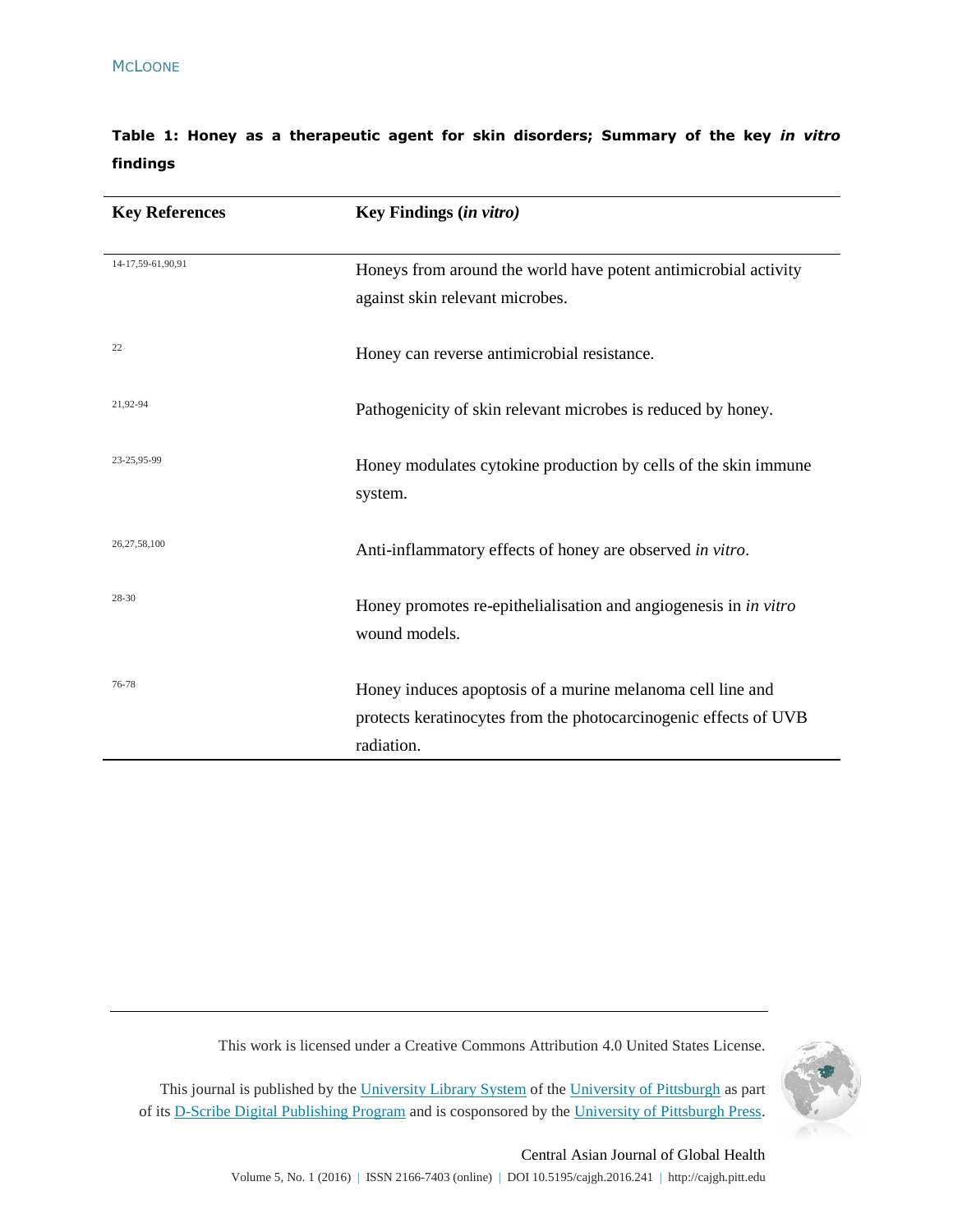**Table 1: Honey as a therapeutic agent for skin disorders; Summary of the key *in vitro* findings**

| Key References | Key Findings (*in vitro)* |
|---|---|
| 14-17,59-61,90,91 | Honeys from around the world have potent antimicrobial activity against skin relevant microbes. |
| 22 | Honey can reverse antimicrobial resistance. |
| 21,92-94 | Pathogenicity of skin relevant microbes is reduced by honey. |
| 23-25,95-99 | Honey modulates cytokine production by cells of the skin immune system. |
| 26,27,58,100 | Anti-inflammatory effects of honey are observed *in vitro*. |
| 28-30 | Honey promotes re-epithelialisation and angiogenesis in *in vitro* wound models. |
| 76-78 | Honey induces apoptosis of a murine melanoma cell line and protects keratinocytes from the photocarcinogenic effects of UVB radiation. |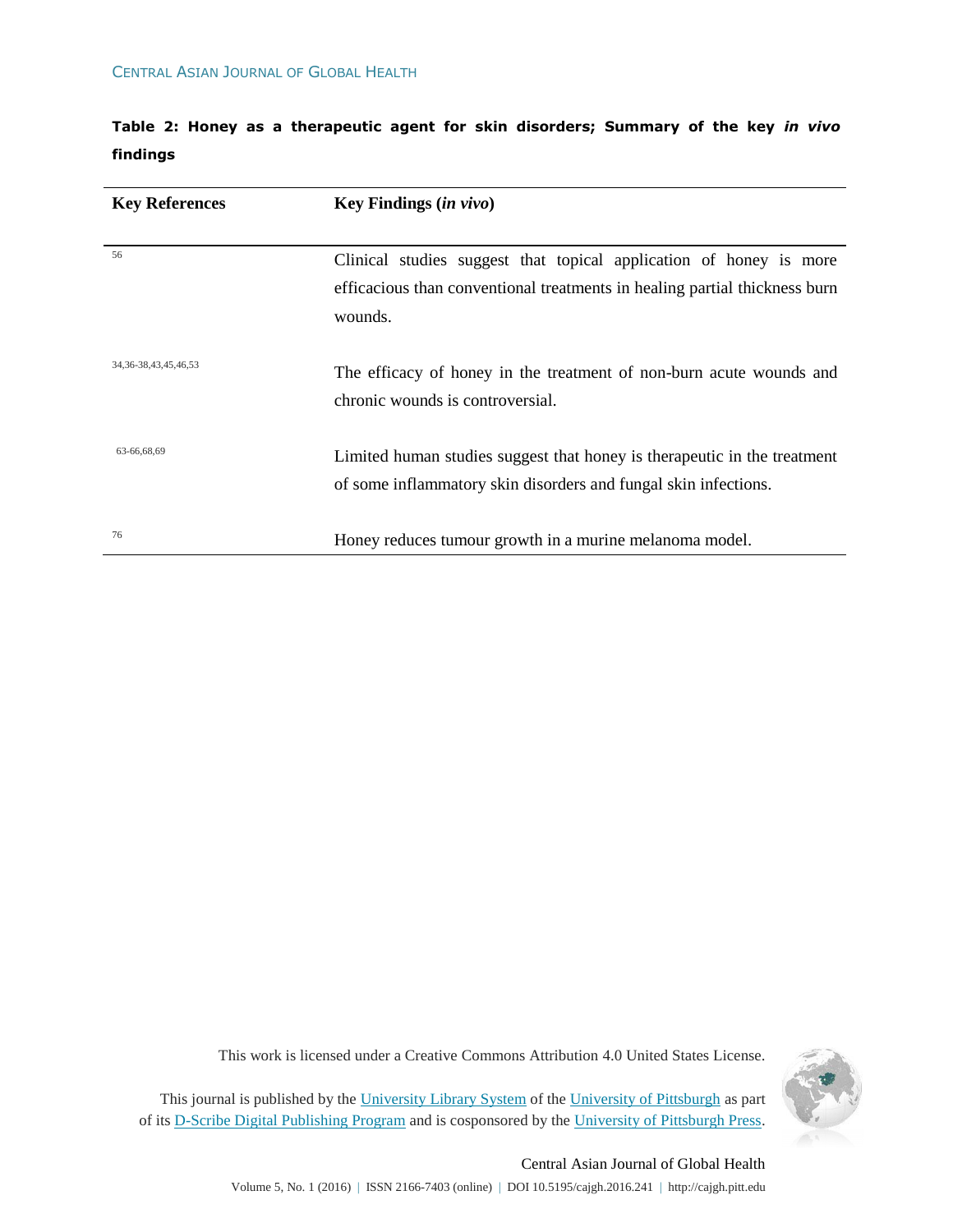**Table 2: Honey as a therapeutic agent for skin disorders; Summary of the key *in vivo* findings**

| Key References | Key Findings (*in vivo*) |
| --- | --- |
| 56 | Clinical studies suggest that topical application of honey is more efficacious than conventional treatments in healing partial thickness burn wounds. |
| 34,36-38,43,45,46,53 | The efficacy of honey in the treatment of non-burn acute wounds and chronic wounds is controversial. |
| 63-66,68,69 | Limited human studies suggest that honey is therapeutic in the treatment of some inflammatory skin disorders and fungal skin infections. |
| 76 | Honey reduces tumour growth in a murine melanoma model. |

This work is licensed under a Creative Commons Attribution 4.0 United States License.

This journal is published by the University Library System of the University of Pittsburgh as part of its D-Scribe Digital Publishing Program and is cosponsored by the University of Pittsburgh Press.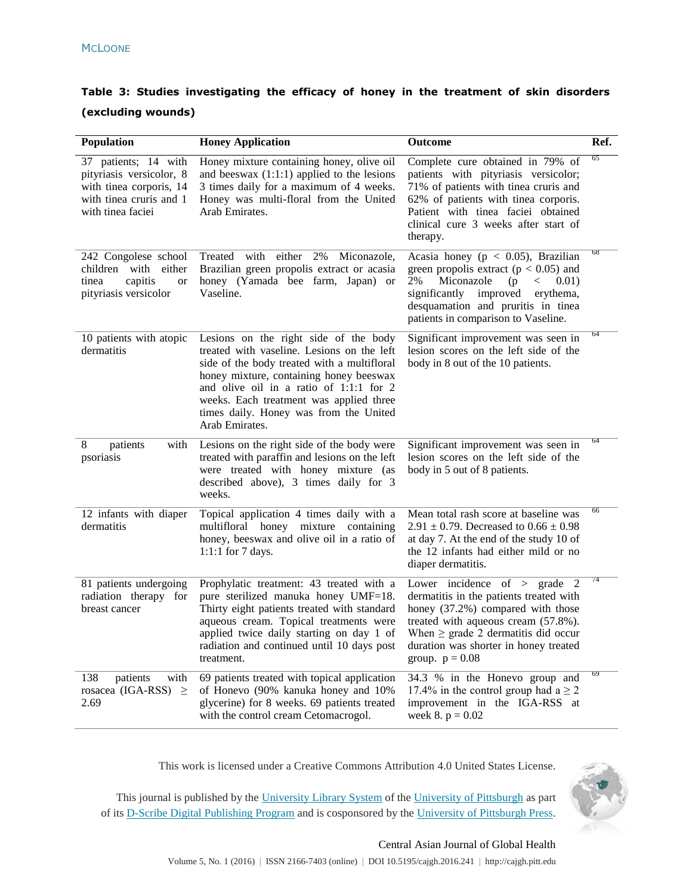**Table 3: Studies investigating the efficacy of honey in the treatment of skin disorders (excluding wounds)**

| Population | Honey Application | Outcome | Ref. |
|---|---|---|---|
| 37 patients; 14 with pityriasis versicolor, 8 with tinea corporis, 14 with tinea cruris and 1 with tinea faciei | Honey mixture containing honey, olive oil and beeswax (1:1:1) applied to the lesions 3 times daily for a maximum of 4 weeks. Honey was multi-floral from the United Arab Emirates. | Complete cure obtained in 79% of patients with pityriasis versicolor; 71% of patients with tinea cruris and 62% of patients with tinea corporis. Patient with tinea faciei obtained clinical cure 3 weeks after start of therapy. | 65 |
| 242 Congolese school children with either tinea capitis or pityriasis versicolor | Treated with either 2% Miconazole, Brazilian green propolis extract or acasia honey (Yamada bee farm, Japan) or Vaseline. | Acasia honey ($p < 0.05$), Brazilian green propolis extract ($p < 0.05$) and 2% Miconazole ($p < 0.01$) significantly improved erythema, desquamation and pruritis in tinea patients in comparison to Vaseline. | 68 |
| 10 patients with atopic dermatitis | Lesions on the right side of the body treated with vaseline. Lesions on the left side of the body treated with a multifloral honey mixture, containing honey beeswax and olive oil in a ratio of 1:1:1 for 2 weeks. Each treatment was applied three times daily. Honey was from the United Arab Emirates. | Significant improvement was seen in lesion scores on the left side of the body in 8 out of the 10 patients. | 64 |
| 8 patients with psoriasis | Lesions on the right side of the body were treated with paraffin and lesions on the left were treated with honey mixture (as described above), 3 times daily for 3 weeks. | Significant improvement was seen in lesion scores on the left side of the body in 5 out of 8 patients. | 64 |
| 12 infants with diaper dermatitis | Topical application 4 times daily with a multifloral honey mixture containing honey, beeswax and olive oil in a ratio of 1:1:1 for 7 days. | Mean total rash score at baseline was $2.91 \pm 0.79$. Decreased to $0.66 \pm 0.98$ at day 7. At the end of the study 10 of the 12 infants had either mild or no diaper dermatitis. | 66 |
| 81 patients undergoing radiation therapy for breast cancer | Prophylatic treatment: 43 treated with a pure sterilized manuka honey UMF=18. Thirty eight patients treated with standard aqueous cream. Topical treatments were applied twice daily starting on day 1 of radiation and continued until 10 days post treatment. | Lower incidence of > grade 2 dermatitis in the patients treated with honey (37.2%) compared with those treated with aqueous cream (57.8%). When ≥ grade 2 dermatitis did occur duration was shorter in honey treated group. $p = 0.08$ | 74 |
| 138 patients with rosacea (IGA-RSS) ≥ 2.69 | 69 patients treated with topical application of Honevo (90% kanuka honey and 10% glycerine) for 8 weeks. 69 patients treated with the control cream Cetomacrogol. | 34.3 % in the Honevo group and 17.4% in the control group had a ≥ 2 improvement in the IGA-RSS at week 8. $p = 0.02$ | 69 |

This work is licensed under a Creative Commons Attribution 4.0 United States License.

This journal is published by the University Library System of the University of Pittsburgh as part of its D-Scribe Digital Publishing Program and is cosponsored by the University of Pittsburgh Press.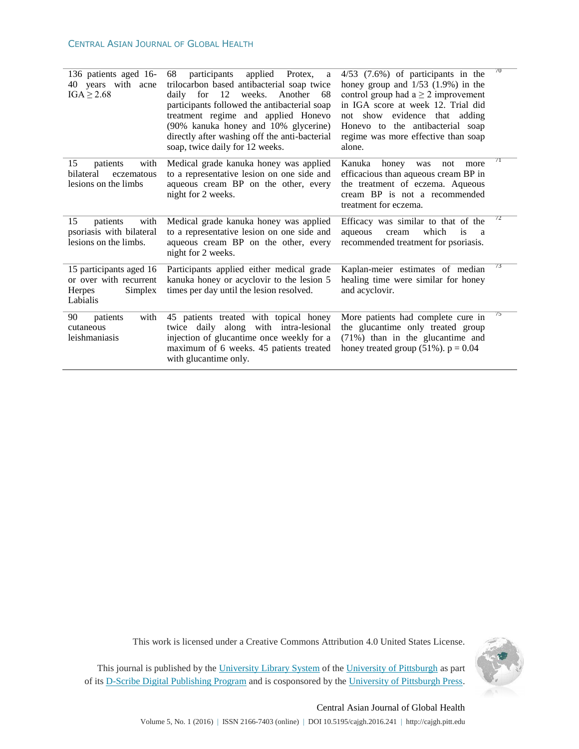| | | | |
|---|---|---|---|
| 136 patients aged 16-40 years with acne IGA ≥ 2.68 | 68 participants applied Protex, a trilocarbon based antibacterial soap twice daily for 12 weeks. Another 68 participants followed the antibacterial soap treatment regime and applied Honevo (90% kanuka honey and 10% glycerine) directly after washing off the anti-bacterial soap, twice daily for 12 weeks. | 4/53 (7.6%) of participants in the honey group and 1/53 (1.9%) in the control group had a ≥ 2 improvement in IGA score at week 12. Trial did not show evidence that adding Honevo to the antibacterial soap regime was more effective than soap alone. | 70 |
| 15 patients with bilateral eczematous lesions on the limbs | Medical grade kanuka honey was applied to a representative lesion on one side and aqueous cream BP on the other, every night for 2 weeks. | Kanuka honey was not more efficacious than aqueous cream BP in the treatment of eczema. Aqueous cream BP is not a recommended treatment for eczema. | 71 |
| 15 patients with psoriasis with bilateral lesions on the limbs. | Medical grade kanuka honey was applied to a representative lesion on one side and aqueous cream BP on the other, every night for 2 weeks. | Efficacy was similar to that of the aqueous cream which is a recommended treatment for psoriasis. | 72 |
| 15 participants aged 16 or over with recurrent Herpes Simplex Labialis | Participants applied either medical grade kanuka honey or acyclovir to the lesion 5 times per day until the lesion resolved. | Kaplan-meier estimates of median healing time were similar for honey and acyclovir. | 73 |
| 90 patients with cutaneous leishmaniasis | 45 patients treated with topical honey twice daily along with intra-lesional injection of glucantime once weekly for a maximum of 6 weeks. 45 patients treated with glucantime only. | More patients had complete cure in the glucantime only treated group (71%) than in the glucantime and honey treated group (51%). $p = 0.04$ | 75 |

This work is licensed under a Creative Commons Attribution 4.0 United States License.

This journal is published by the University Library System of the University of Pittsburgh as part of its D-Scribe Digital Publishing Program and is cosponsored by the University of Pittsburgh Press.